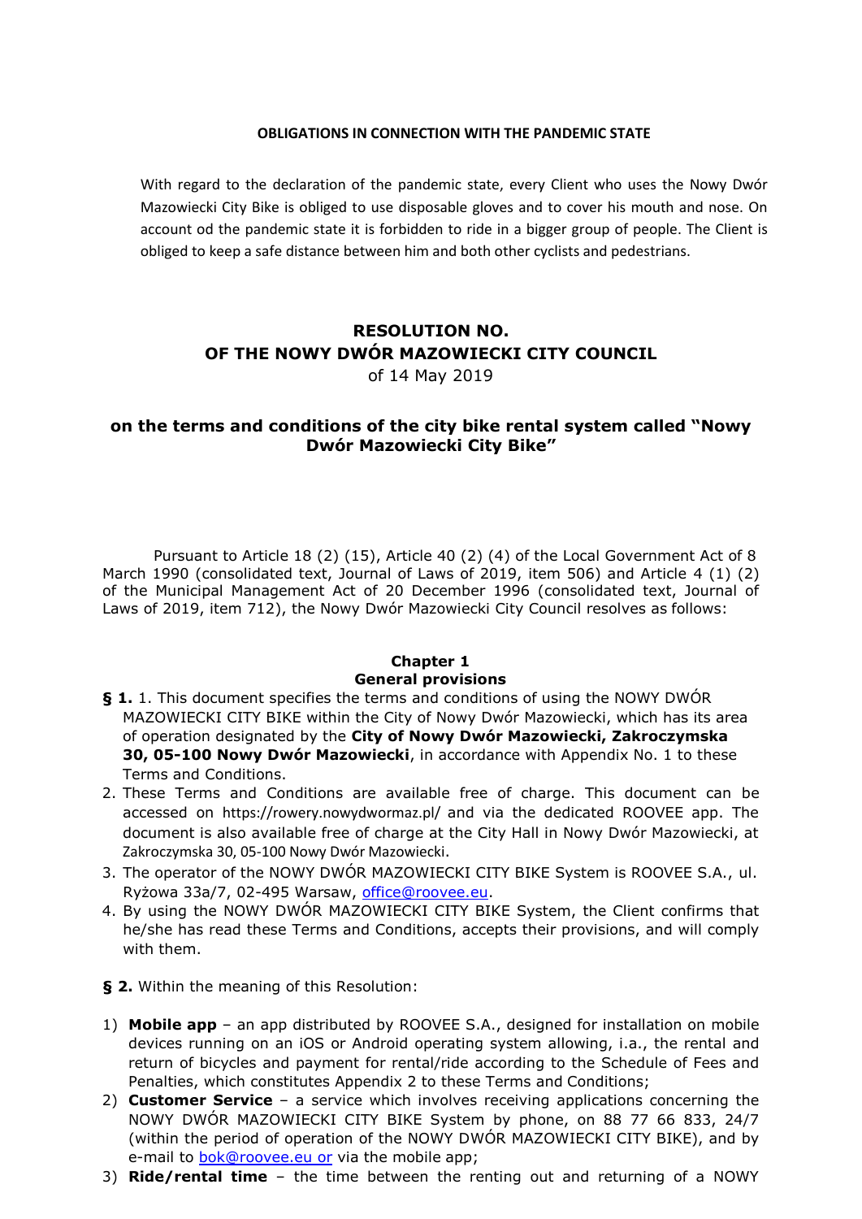**OBLIGATIONS IN CONNECTION WITH THE PANDEMIC STATE**

With regard to the declaration of the pandemic state, every Client who uses the Nowy Dwór Mazowiecki City Bike is obliged to use disposable gloves and to cover his mouth and nose. On account od the pandemic state it is forbidden to ride in a bigger group of people. The Client is obliged to keep a safe distance between him and both other cyclists and pedestrians.

# RESOLUTION NO. OF THE NOWY DWÓR MAZOWIECKI CITY COUNCIL

of 14 May 2019

## on the terms and conditions of the city bike rental system called "Nowy Dwór Mazowiecki City Bike"

Pursuant to Article 18 (2) (15), Article 40 (2) (4) of the Local Government Act of 8 March 1990 (consolidated text, Journal of Laws of 2019, item 506) and Article 4 (1) (2) of the Municipal Management Act of 20 December 1996 (consolidated text, Journal of Laws of 2019, item 712), the Nowy Dwór Mazowiecki City Council resolves as follows:

### Chapter 1
### General provisions

**§ 1.** 1. This document specifies the terms and conditions of using the NOWY DWÓR MAZOWIECKI CITY BIKE within the City of Nowy Dwór Mazowiecki, which has its area of operation designated by the **City of Nowy Dwór Mazowiecki, Zakroczymska 30, 05-100 Nowy Dwór Mazowiecki**, in accordance with Appendix No. 1 to these Terms and Conditions.

2. These Terms and Conditions are available free of charge. This document can be accessed on https://rowery.nowydwormaz.pl/ and via the dedicated ROOVEE app. The document is also available free of charge at the City Hall in Nowy Dwór Mazowiecki, at Zakroczymska 30, 05-100 Nowy Dwór Mazowiecki.
3. The operator of the NOWY DWÓR MAZOWIECKI CITY BIKE System is ROOVEE S.A., ul. Ryżowa 33a/7, 02-495 Warsaw, office@roovee.eu.
4. By using the NOWY DWÓR MAZOWIECKI CITY BIKE System, the Client confirms that he/she has read these Terms and Conditions, accepts their provisions, and will comply with them.

**§ 2.** Within the meaning of this Resolution:

1) **Mobile app** – an app distributed by ROOVEE S.A., designed for installation on mobile devices running on an iOS or Android operating system allowing, i.a., the rental and return of bicycles and payment for rental/ride according to the Schedule of Fees and Penalties, which constitutes Appendix 2 to these Terms and Conditions;
2) **Customer Service** – a service which involves receiving applications concerning the NOWY DWÓR MAZOWIECKI CITY BIKE System by phone, on 88 77 66 833, 24/7 (within the period of operation of the NOWY DWÓR MAZOWIECKI CITY BIKE), and by e-mail to bok@roovee.eu or via the mobile app;
3) **Ride/rental time** – the time between the renting out and returning of a NOWY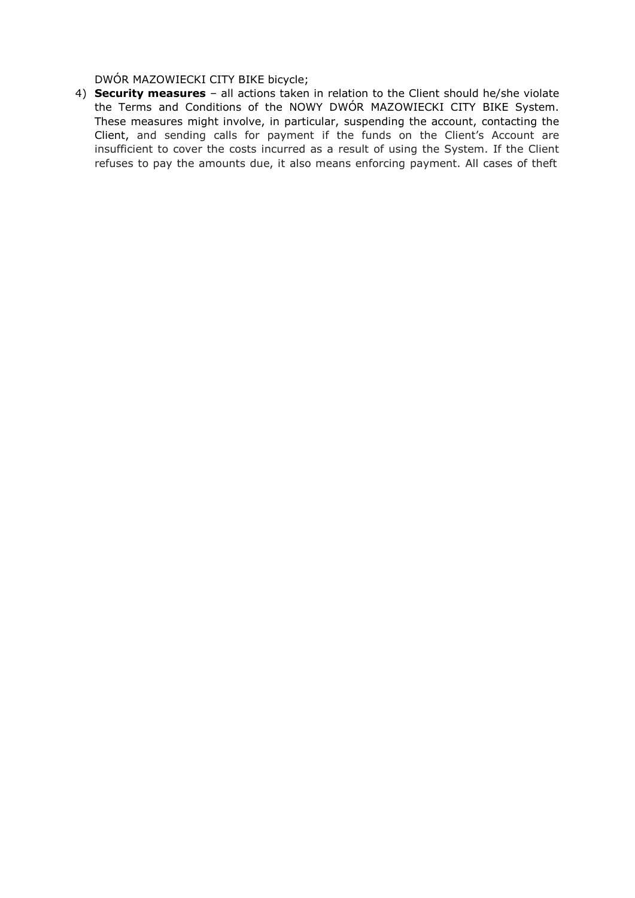DWÓR MAZOWIECKI CITY BIKE bicycle;

4) **Security measures** – all actions taken in relation to the Client should he/she violate the Terms and Conditions of the NOWY DWÓR MAZOWIECKI CITY BIKE System. These measures might involve, in particular, suspending the account, contacting the Client, and sending calls for payment if the funds on the Client's Account are insufficient to cover the costs incurred as a result of using the System. If the Client refuses to pay the amounts due, it also means enforcing payment. All cases of theft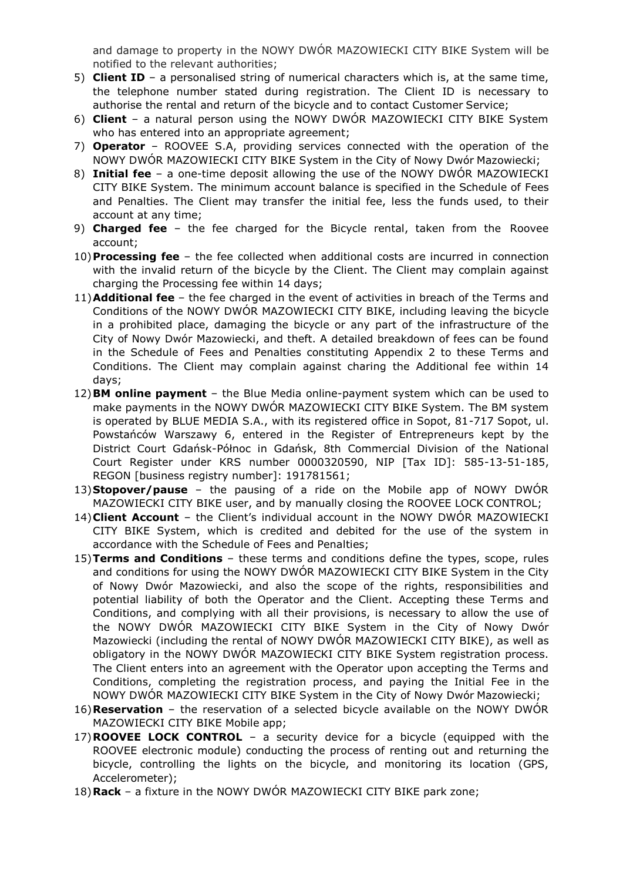and damage to property in the NOWY DWÓR MAZOWIECKI CITY BIKE System will be notified to the relevant authorities;

5) **Client ID** – a personalised string of numerical characters which is, at the same time, the telephone number stated during registration. The Client ID is necessary to authorise the rental and return of the bicycle and to contact Customer Service;
6) **Client** – a natural person using the NOWY DWÓR MAZOWIECKI CITY BIKE System who has entered into an appropriate agreement;
7) **Operator** – ROOVEE S.A, providing services connected with the operation of the NOWY DWÓR MAZOWIECKI CITY BIKE System in the City of Nowy Dwór Mazowiecki;
8) **Initial fee** – a one-time deposit allowing the use of the NOWY DWÓR MAZOWIECKI CITY BIKE System. The minimum account balance is specified in the Schedule of Fees and Penalties. The Client may transfer the initial fee, less the funds used, to their account at any time;
9) **Charged fee** – the fee charged for the Bicycle rental, taken from the Roovee account;
10) **Processing fee** – the fee collected when additional costs are incurred in connection with the invalid return of the bicycle by the Client. The Client may complain against charging the Processing fee within 14 days;
11) **Additional fee** – the fee charged in the event of activities in breach of the Terms and Conditions of the NOWY DWÓR MAZOWIECKI CITY BIKE, including leaving the bicycle in a prohibited place, damaging the bicycle or any part of the infrastructure of the City of Nowy Dwór Mazowiecki, and theft. A detailed breakdown of fees can be found in the Schedule of Fees and Penalties constituting Appendix 2 to these Terms and Conditions. The Client may complain against charing the Additional fee within 14 days;
12) **BM online payment** – the Blue Media online-payment system which can be used to make payments in the NOWY DWÓR MAZOWIECKI CITY BIKE System. The BM system is operated by BLUE MEDIA S.A., with its registered office in Sopot, 81-717 Sopot, ul. Powstańców Warszawy 6, entered in the Register of Entrepreneurs kept by the District Court Gdańsk-Północ in Gdańsk, 8th Commercial Division of the National Court Register under KRS number 0000320590, NIP [Tax ID]: 585-13-51-185, REGON [business registry number]: 191781561;
13) **Stopover/pause** – the pausing of a ride on the Mobile app of NOWY DWÓR MAZOWIECKI CITY BIKE user, and by manually closing the ROOVEE LOCK CONTROL;
14) **Client Account** – the Client's individual account in the NOWY DWÓR MAZOWIECKI CITY BIKE System, which is credited and debited for the use of the system in accordance with the Schedule of Fees and Penalties;
15) **Terms and Conditions** – these terms and conditions define the types, scope, rules and conditions for using the NOWY DWÓR MAZOWIECKI CITY BIKE System in the City of Nowy Dwór Mazowiecki, and also the scope of the rights, responsibilities and potential liability of both the Operator and the Client. Accepting these Terms and Conditions, and complying with all their provisions, is necessary to allow the use of the NOWY DWÓR MAZOWIECKI CITY BIKE System in the City of Nowy Dwór Mazowiecki (including the rental of NOWY DWÓR MAZOWIECKI CITY BIKE), as well as obligatory in the NOWY DWÓR MAZOWIECKI CITY BIKE System registration process. The Client enters into an agreement with the Operator upon accepting the Terms and Conditions, completing the registration process, and paying the Initial Fee in the NOWY DWÓR MAZOWIECKI CITY BIKE System in the City of Nowy Dwór Mazowiecki;
16) **Reservation** – the reservation of a selected bicycle available on the NOWY DWÓR MAZOWIECKI CITY BIKE Mobile app;
17) **ROOVEE LOCK CONTROL** – a security device for a bicycle (equipped with the ROOVEE electronic module) conducting the process of renting out and returning the bicycle, controlling the lights on the bicycle, and monitoring its location (GPS, Accelerometer);
18) **Rack** – a fixture in the NOWY DWÓR MAZOWIECKI CITY BIKE park zone;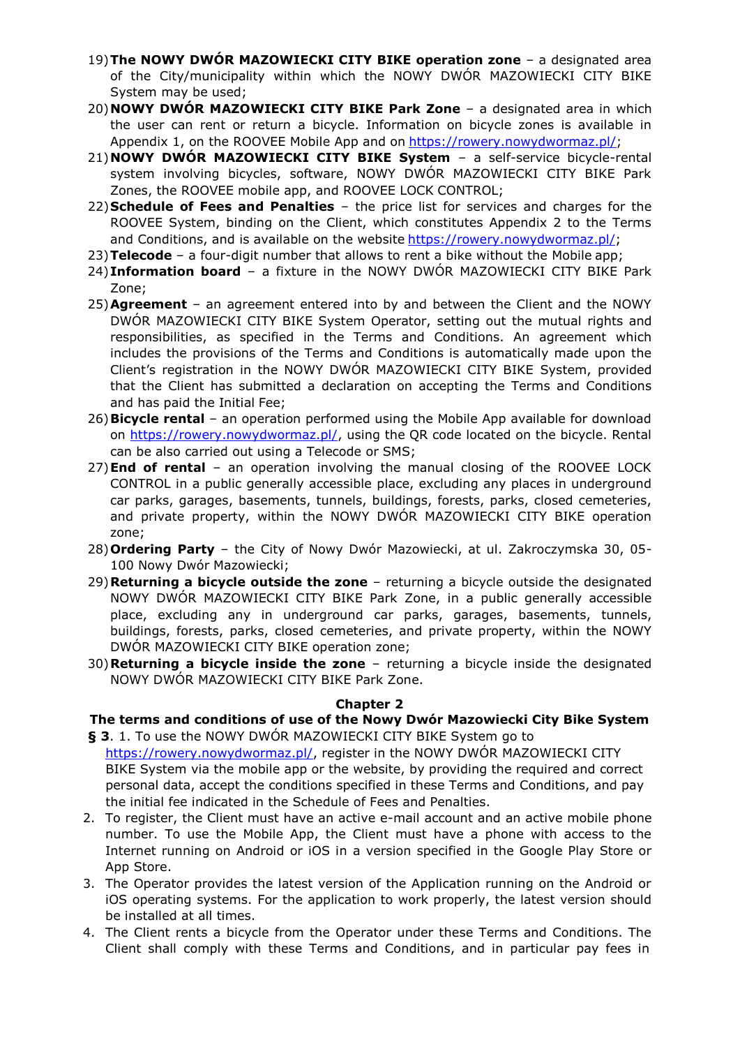19) **The NOWY DWÓR MAZOWIECKI CITY BIKE operation zone** – a designated area of the City/municipality within which the NOWY DWÓR MAZOWIECKI CITY BIKE System may be used;
20) **NOWY DWÓR MAZOWIECKI CITY BIKE Park Zone** – a designated area in which the user can rent or return a bicycle. Information on bicycle zones is available in Appendix 1, on the ROOVEE Mobile App and on https://rowery.nowydwormaz.pl/;
21) **NOWY DWÓR MAZOWIECKI CITY BIKE System** – a self-service bicycle-rental system involving bicycles, software, NOWY DWÓR MAZOWIECKI CITY BIKE Park Zones, the ROOVEE mobile app, and ROOVEE LOCK CONTROL;
22) **Schedule of Fees and Penalties** – the price list for services and charges for the ROOVEE System, binding on the Client, which constitutes Appendix 2 to the Terms and Conditions, and is available on the website https://rowery.nowydwormaz.pl/;
23) **Telecode** – a four-digit number that allows to rent a bike without the Mobile app;
24) **Information board** – a fixture in the NOWY DWÓR MAZOWIECKI CITY BIKE Park Zone;
25) **Agreement** – an agreement entered into by and between the Client and the NOWY DWÓR MAZOWIECKI CITY BIKE System Operator, setting out the mutual rights and responsibilities, as specified in the Terms and Conditions. An agreement which includes the provisions of the Terms and Conditions is automatically made upon the Client's registration in the NOWY DWÓR MAZOWIECKI CITY BIKE System, provided that the Client has submitted a declaration on accepting the Terms and Conditions and has paid the Initial Fee;
26) **Bicycle rental** – an operation performed using the Mobile App available for download on https://rowery.nowydwormaz.pl/, using the QR code located on the bicycle. Rental can be also carried out using a Telecode or SMS;
27) **End of rental** – an operation involving the manual closing of the ROOVEE LOCK CONTROL in a public generally accessible place, excluding any places in underground car parks, garages, basements, tunnels, buildings, forests, parks, closed cemeteries, and private property, within the NOWY DWÓR MAZOWIECKI CITY BIKE operation zone;
28) **Ordering Party** – the City of Nowy Dwór Mazowiecki, at ul. Zakroczymska 30, 05-100 Nowy Dwór Mazowiecki;
29) **Returning a bicycle outside the zone** – returning a bicycle outside the designated NOWY DWÓR MAZOWIECKI CITY BIKE Park Zone, in a public generally accessible place, excluding any in underground car parks, garages, basements, tunnels, buildings, forests, parks, closed cemeteries, and private property, within the NOWY DWÓR MAZOWIECKI CITY BIKE operation zone;
30) **Returning a bicycle inside the zone** – returning a bicycle inside the designated NOWY DWÓR MAZOWIECKI CITY BIKE Park Zone.

## Chapter 2
## The terms and conditions of use of the Nowy Dwór Mazowiecki City Bike System

**§ 3**. 1. To use the NOWY DWÓR MAZOWIECKI CITY BIKE System go to https://rowery.nowydwormaz.pl/, register in the NOWY DWÓR MAZOWIECKI CITY BIKE System via the mobile app or the website, by providing the required and correct personal data, accept the conditions specified in these Terms and Conditions, and pay the initial fee indicated in the Schedule of Fees and Penalties.

2. To register, the Client must have an active e-mail account and an active mobile phone number. To use the Mobile App, the Client must have a phone with access to the Internet running on Android or iOS in a version specified in the Google Play Store or App Store.
3. The Operator provides the latest version of the Application running on the Android or iOS operating systems. For the application to work properly, the latest version should be installed at all times.
4. The Client rents a bicycle from the Operator under these Terms and Conditions. The Client shall comply with these Terms and Conditions, and in particular pay fees in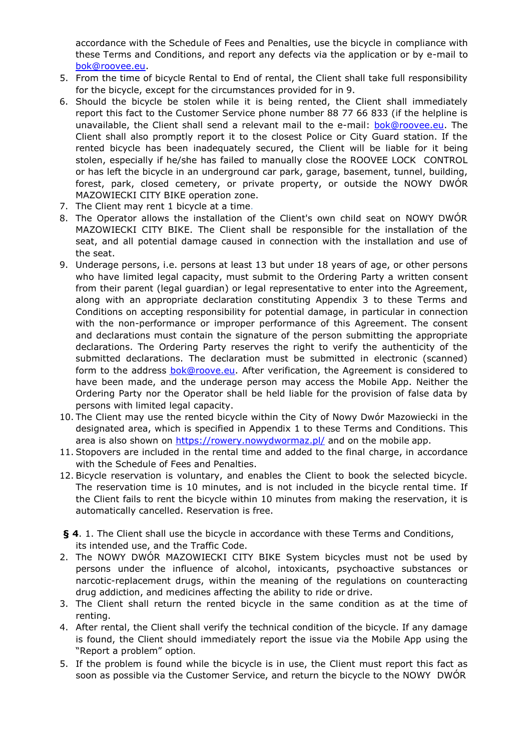accordance with the Schedule of Fees and Penalties, use the bicycle in compliance with these Terms and Conditions, and report any defects via the application or by e-mail to bok@roovee.eu.

5. From the time of bicycle Rental to End of rental, the Client shall take full responsibility for the bicycle, except for the circumstances provided for in 9.
6. Should the bicycle be stolen while it is being rented, the Client shall immediately report this fact to the Customer Service phone number 88 77 66 833 (if the helpline is unavailable, the Client shall send a relevant mail to the e-mail: bok@roovee.eu. The Client shall also promptly report it to the closest Police or City Guard station. If the rented bicycle has been inadequately secured, the Client will be liable for it being stolen, especially if he/she has failed to manually close the ROOVEE LOCK CONTROL or has left the bicycle in an underground car park, garage, basement, tunnel, building, forest, park, closed cemetery, or private property, or outside the NOWY DWÓR MAZOWIECKI CITY BIKE operation zone.
7. The Client may rent 1 bicycle at a time.
8. The Operator allows the installation of the Client's own child seat on NOWY DWÓR MAZOWIECKI CITY BIKE. The Client shall be responsible for the installation of the seat, and all potential damage caused in connection with the installation and use of the seat.
9. Underage persons, i.e. persons at least 13 but under 18 years of age, or other persons who have limited legal capacity, must submit to the Ordering Party a written consent from their parent (legal guardian) or legal representative to enter into the Agreement, along with an appropriate declaration constituting Appendix 3 to these Terms and Conditions on accepting responsibility for potential damage, in particular in connection with the non-performance or improper performance of this Agreement. The consent and declarations must contain the signature of the person submitting the appropriate declarations. The Ordering Party reserves the right to verify the authenticity of the submitted declarations. The declaration must be submitted in electronic (scanned) form to the address bok@roove.eu. After verification, the Agreement is considered to have been made, and the underage person may access the Mobile App. Neither the Ordering Party nor the Operator shall be held liable for the provision of false data by persons with limited legal capacity.
10. The Client may use the rented bicycle within the City of Nowy Dwór Mazowiecki in the designated area, which is specified in Appendix 1 to these Terms and Conditions. This area is also shown on https://rowery.nowydwormaz.pl/ and on the mobile app.
11. Stopovers are included in the rental time and added to the final charge, in accordance with the Schedule of Fees and Penalties.
12. Bicycle reservation is voluntary, and enables the Client to book the selected bicycle. The reservation time is 10 minutes, and is not included in the bicycle rental time. If the Client fails to rent the bicycle within 10 minutes from making the reservation, it is automatically cancelled. Reservation is free.

**§ 4**. 1. The Client shall use the bicycle in accordance with these Terms and Conditions, its intended use, and the Traffic Code.

2. The NOWY DWÓR MAZOWIECKI CITY BIKE System bicycles must not be used by persons under the influence of alcohol, intoxicants, psychoactive substances or narcotic-replacement drugs, within the meaning of the regulations on counteracting drug addiction, and medicines affecting the ability to ride or drive.
3. The Client shall return the rented bicycle in the same condition as at the time of renting.
4. After rental, the Client shall verify the technical condition of the bicycle. If any damage is found, the Client should immediately report the issue via the Mobile App using the "Report a problem" option.
5. If the problem is found while the bicycle is in use, the Client must report this fact as soon as possible via the Customer Service, and return the bicycle to the NOWY DWÓR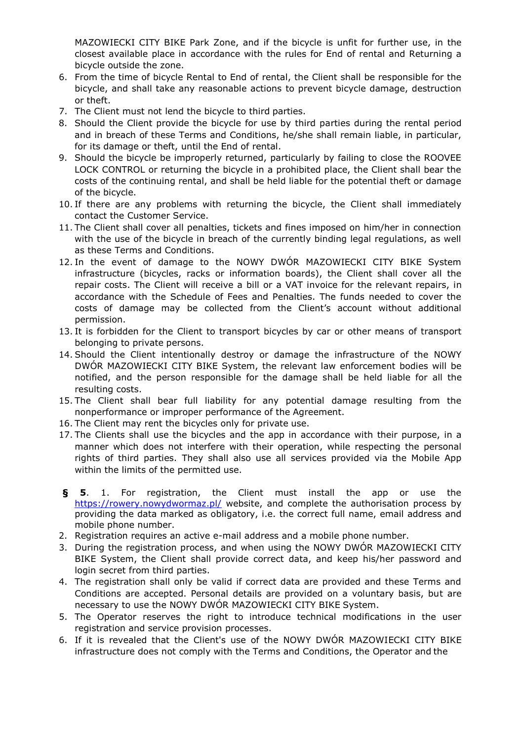MAZOWIECKI CITY BIKE Park Zone, and if the bicycle is unfit for further use, in the closest available place in accordance with the rules for End of rental and Returning a bicycle outside the zone.

6. From the time of bicycle Rental to End of rental, the Client shall be responsible for the bicycle, and shall take any reasonable actions to prevent bicycle damage, destruction or theft.
7. The Client must not lend the bicycle to third parties.
8. Should the Client provide the bicycle for use by third parties during the rental period and in breach of these Terms and Conditions, he/she shall remain liable, in particular, for its damage or theft, until the End of rental.
9. Should the bicycle be improperly returned, particularly by failing to close the ROOVEE LOCK CONTROL or returning the bicycle in a prohibited place, the Client shall bear the costs of the continuing rental, and shall be held liable for the potential theft or damage of the bicycle.
10. If there are any problems with returning the bicycle, the Client shall immediately contact the Customer Service.
11. The Client shall cover all penalties, tickets and fines imposed on him/her in connection with the use of the bicycle in breach of the currently binding legal regulations, as well as these Terms and Conditions.
12. In the event of damage to the NOWY DWÓR MAZOWIECKI CITY BIKE System infrastructure (bicycles, racks or information boards), the Client shall cover all the repair costs. The Client will receive a bill or a VAT invoice for the relevant repairs, in accordance with the Schedule of Fees and Penalties. The funds needed to cover the costs of damage may be collected from the Client's account without additional permission.
13. It is forbidden for the Client to transport bicycles by car or other means of transport belonging to private persons.
14. Should the Client intentionally destroy or damage the infrastructure of the NOWY DWÓR MAZOWIECKI CITY BIKE System, the relevant law enforcement bodies will be notified, and the person responsible for the damage shall be held liable for all the resulting costs.
15. The Client shall bear full liability for any potential damage resulting from the nonperformance or improper performance of the Agreement.
16. The Client may rent the bicycles only for private use.
17. The Clients shall use the bicycles and the app in accordance with their purpose, in a manner which does not interfere with their operation, while respecting the personal rights of third parties. They shall also use all services provided via the Mobile App within the limits of the permitted use.

**§ 5**. 1. For registration, the Client must install the app or use the https://rowery.nowydwormaz.pl/ website, and complete the authorisation process by providing the data marked as obligatory, i.e. the correct full name, email address and mobile phone number.

2. Registration requires an active e-mail address and a mobile phone number.
3. During the registration process, and when using the NOWY DWÓR MAZOWIECKI CITY BIKE System, the Client shall provide correct data, and keep his/her password and login secret from third parties.
4. The registration shall only be valid if correct data are provided and these Terms and Conditions are accepted. Personal details are provided on a voluntary basis, but are necessary to use the NOWY DWÓR MAZOWIECKI CITY BIKE System.
5. The Operator reserves the right to introduce technical modifications in the user registration and service provision processes.
6. If it is revealed that the Client's use of the NOWY DWÓR MAZOWIECKI CITY BIKE infrastructure does not comply with the Terms and Conditions, the Operator and the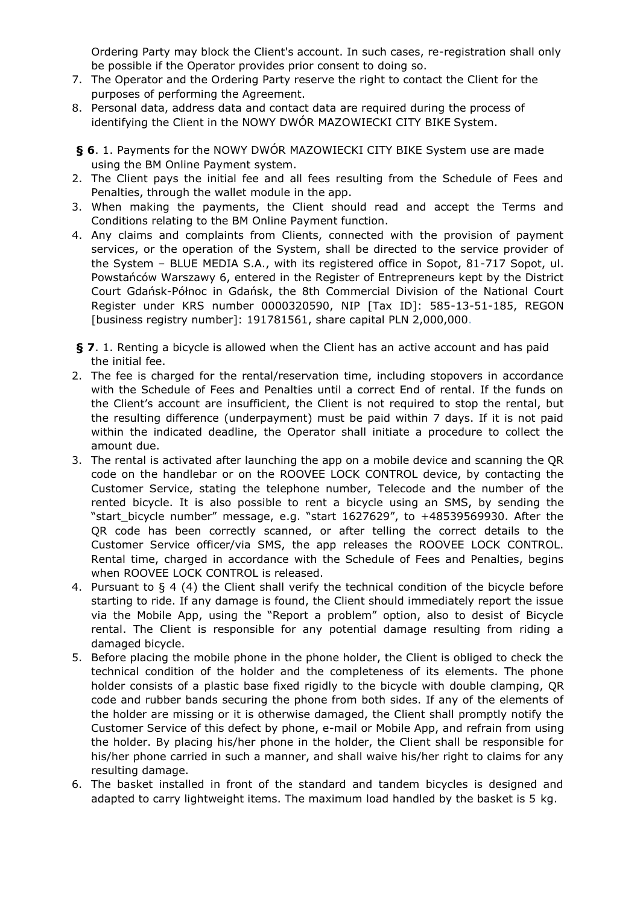Ordering Party may block the Client's account. In such cases, re-registration shall only be possible if the Operator provides prior consent to doing so.

7. The Operator and the Ordering Party reserve the right to contact the Client for the purposes of performing the Agreement.
8. Personal data, address data and contact data are required during the process of identifying the Client in the NOWY DWÓR MAZOWIECKI CITY BIKE System.

**§ 6**. 1. Payments for the NOWY DWÓR MAZOWIECKI CITY BIKE System use are made using the BM Online Payment system.

2. The Client pays the initial fee and all fees resulting from the Schedule of Fees and Penalties, through the wallet module in the app.
3. When making the payments, the Client should read and accept the Terms and Conditions relating to the BM Online Payment function.
4. Any claims and complaints from Clients, connected with the provision of payment services, or the operation of the System, shall be directed to the service provider of the System – BLUE MEDIA S.A., with its registered office in Sopot, 81-717 Sopot, ul. Powstańców Warszawy 6, entered in the Register of Entrepreneurs kept by the District Court Gdańsk-Północ in Gdańsk, the 8th Commercial Division of the National Court Register under KRS number 0000320590, NIP [Tax ID]: 585-13-51-185, REGON [business registry number]: 191781561, share capital PLN 2,000,000.

**§ 7**. 1. Renting a bicycle is allowed when the Client has an active account and has paid the initial fee.

2. The fee is charged for the rental/reservation time, including stopovers in accordance with the Schedule of Fees and Penalties until a correct End of rental. If the funds on the Client's account are insufficient, the Client is not required to stop the rental, but the resulting difference (underpayment) must be paid within 7 days. If it is not paid within the indicated deadline, the Operator shall initiate a procedure to collect the amount due.
3. The rental is activated after launching the app on a mobile device and scanning the QR code on the handlebar or on the ROOVEE LOCK CONTROL device, by contacting the Customer Service, stating the telephone number, Telecode and the number of the rented bicycle. It is also possible to rent a bicycle using an SMS, by sending the "start_bicycle number" message, e.g. "start 1627629", to +48539569930. After the QR code has been correctly scanned, or after telling the correct details to the Customer Service officer/via SMS, the app releases the ROOVEE LOCK CONTROL. Rental time, charged in accordance with the Schedule of Fees and Penalties, begins when ROOVEE LOCK CONTROL is released.
4. Pursuant to § 4 (4) the Client shall verify the technical condition of the bicycle before starting to ride. If any damage is found, the Client should immediately report the issue via the Mobile App, using the "Report a problem" option, also to desist of Bicycle rental. The Client is responsible for any potential damage resulting from riding a damaged bicycle.
5. Before placing the mobile phone in the phone holder, the Client is obliged to check the technical condition of the holder and the completeness of its elements. The phone holder consists of a plastic base fixed rigidly to the bicycle with double clamping, QR code and rubber bands securing the phone from both sides. If any of the elements of the holder are missing or it is otherwise damaged, the Client shall promptly notify the Customer Service of this defect by phone, e-mail or Mobile App, and refrain from using the holder. By placing his/her phone in the holder, the Client shall be responsible for his/her phone carried in such a manner, and shall waive his/her right to claims for any resulting damage.
6. The basket installed in front of the standard and tandem bicycles is designed and adapted to carry lightweight items. The maximum load handled by the basket is 5 kg.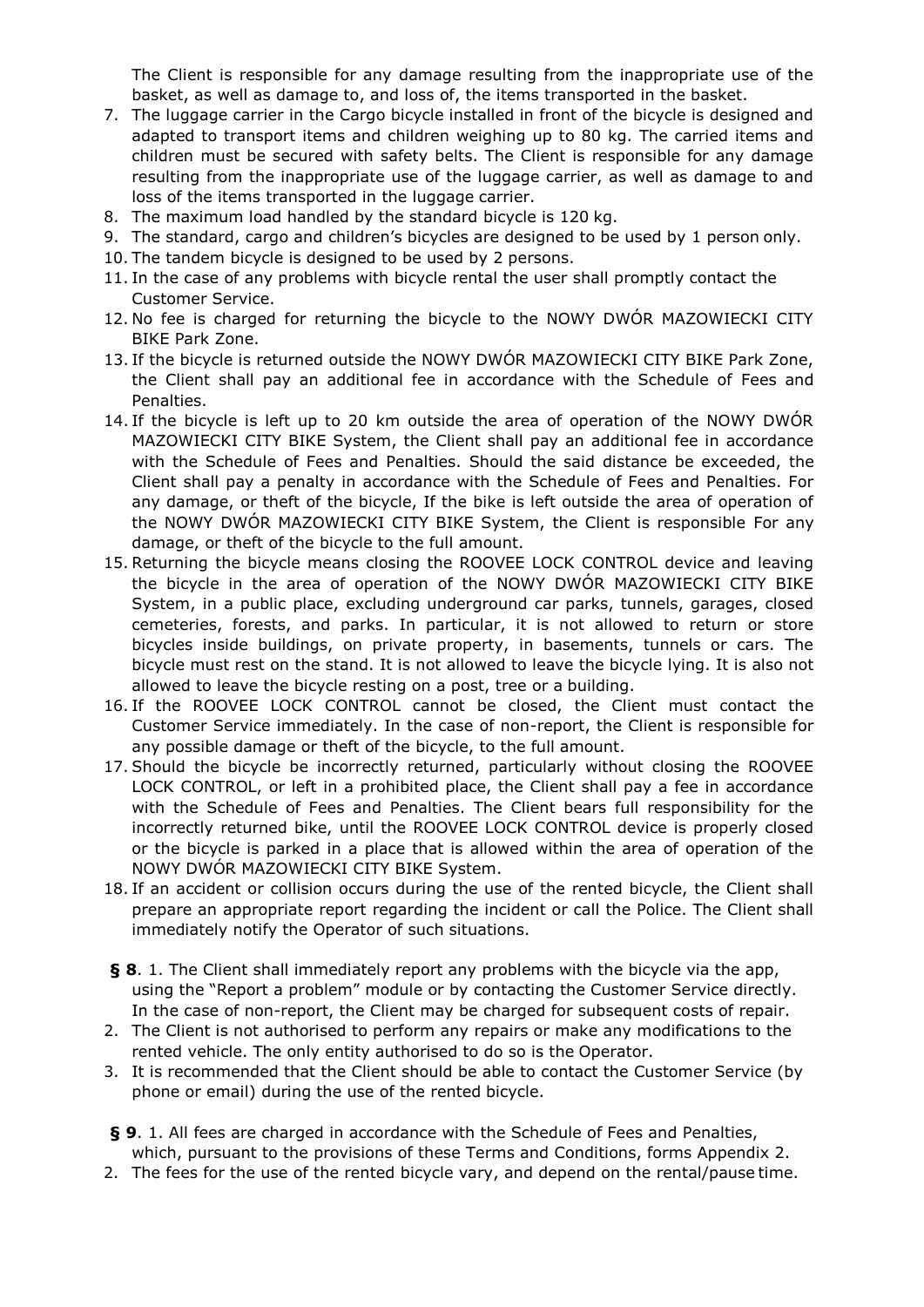The Client is responsible for any damage resulting from the inappropriate use of the basket, as well as damage to, and loss of, the items transported in the basket.

7. The luggage carrier in the Cargo bicycle installed in front of the bicycle is designed and adapted to transport items and children weighing up to 80 kg. The carried items and children must be secured with safety belts. The Client is responsible for any damage resulting from the inappropriate use of the luggage carrier, as well as damage to and loss of the items transported in the luggage carrier.
8. The maximum load handled by the standard bicycle is 120 kg.
9. The standard, cargo and children's bicycles are designed to be used by 1 person only.
10. The tandem bicycle is designed to be used by 2 persons.
11. In the case of any problems with bicycle rental the user shall promptly contact the Customer Service.
12. No fee is charged for returning the bicycle to the NOWY DWÓR MAZOWIECKI CITY BIKE Park Zone.
13. If the bicycle is returned outside the NOWY DWÓR MAZOWIECKI CITY BIKE Park Zone, the Client shall pay an additional fee in accordance with the Schedule of Fees and Penalties.
14. If the bicycle is left up to 20 km outside the area of operation of the NOWY DWÓR MAZOWIECKI CITY BIKE System, the Client shall pay an additional fee in accordance with the Schedule of Fees and Penalties. Should the said distance be exceeded, the Client shall pay a penalty in accordance with the Schedule of Fees and Penalties. For any damage, or theft of the bicycle, If the bike is left outside the area of operation of the NOWY DWÓR MAZOWIECKI CITY BIKE System, the Client is responsible For any damage, or theft of the bicycle to the full amount.
15. Returning the bicycle means closing the ROOVEE LOCK CONTROL device and leaving the bicycle in the area of operation of the NOWY DWÓR MAZOWIECKI CITY BIKE System, in a public place, excluding underground car parks, tunnels, garages, closed cemeteries, forests, and parks. In particular, it is not allowed to return or store bicycles inside buildings, on private property, in basements, tunnels or cars. The bicycle must rest on the stand. It is not allowed to leave the bicycle lying. It is also not allowed to leave the bicycle resting on a post, tree or a building.
16. If the ROOVEE LOCK CONTROL cannot be closed, the Client must contact the Customer Service immediately. In the case of non-report, the Client is responsible for any possible damage or theft of the bicycle, to the full amount.
17. Should the bicycle be incorrectly returned, particularly without closing the ROOVEE LOCK CONTROL, or left in a prohibited place, the Client shall pay a fee in accordance with the Schedule of Fees and Penalties. The Client bears full responsibility for the incorrectly returned bike, until the ROOVEE LOCK CONTROL device is properly closed or the bicycle is parked in a place that is allowed within the area of operation of the NOWY DWÓR MAZOWIECKI CITY BIKE System.
18. If an accident or collision occurs during the use of the rented bicycle, the Client shall prepare an appropriate report regarding the incident or call the Police. The Client shall immediately notify the Operator of such situations.

**§ 8**. 1. The Client shall immediately report any problems with the bicycle via the app, using the "Report a problem" module or by contacting the Customer Service directly. In the case of non-report, the Client may be charged for subsequent costs of repair.

2. The Client is not authorised to perform any repairs or make any modifications to the rented vehicle. The only entity authorised to do so is the Operator.
3. It is recommended that the Client should be able to contact the Customer Service (by phone or email) during the use of the rented bicycle.

**§ 9**. 1. All fees are charged in accordance with the Schedule of Fees and Penalties, which, pursuant to the provisions of these Terms and Conditions, forms Appendix 2.

2. The fees for the use of the rented bicycle vary, and depend on the rental/pause time.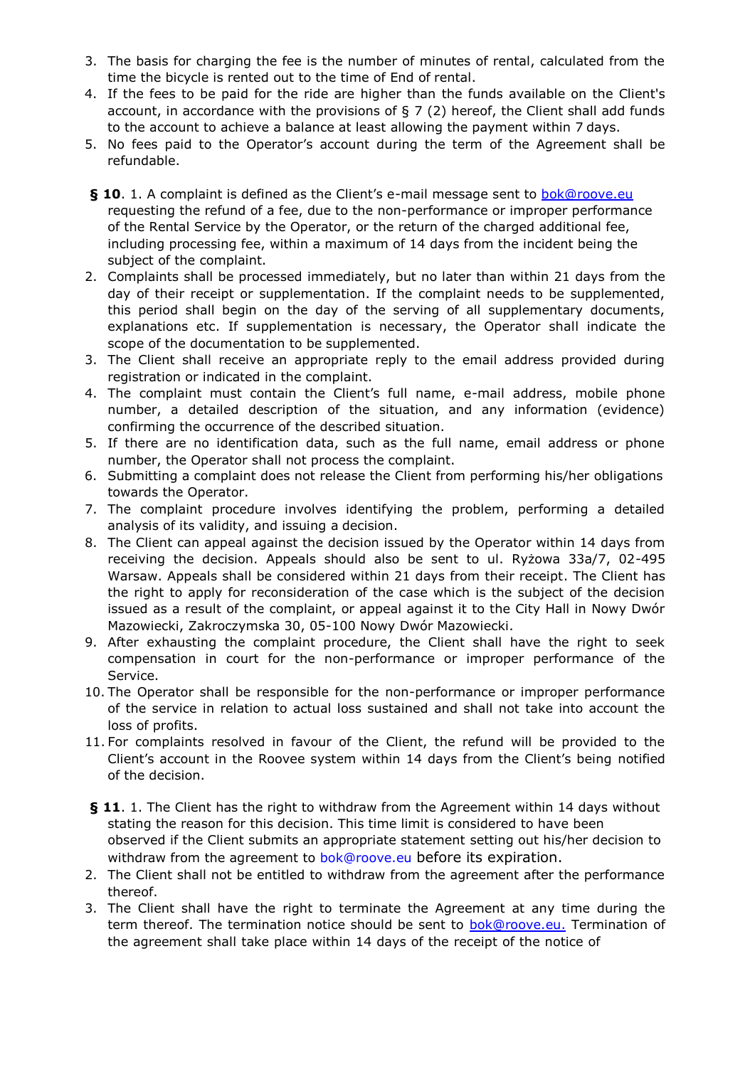3. The basis for charging the fee is the number of minutes of rental, calculated from the time the bicycle is rented out to the time of End of rental.
4. If the fees to be paid for the ride are higher than the funds available on the Client's account, in accordance with the provisions of § 7 (2) hereof, the Client shall add funds to the account to achieve a balance at least allowing the payment within 7 days.
5. No fees paid to the Operator's account during the term of the Agreement shall be refundable.

**§ 10**. 1. A complaint is defined as the Client's e-mail message sent to bok@roove.eu requesting the refund of a fee, due to the non-performance or improper performance of the Rental Service by the Operator, or the return of the charged additional fee, including processing fee, within a maximum of 14 days from the incident being the subject of the complaint.

2. Complaints shall be processed immediately, but no later than within 21 days from the day of their receipt or supplementation. If the complaint needs to be supplemented, this period shall begin on the day of the serving of all supplementary documents, explanations etc. If supplementation is necessary, the Operator shall indicate the scope of the documentation to be supplemented.
3. The Client shall receive an appropriate reply to the email address provided during registration or indicated in the complaint.
4. The complaint must contain the Client's full name, e-mail address, mobile phone number, a detailed description of the situation, and any information (evidence) confirming the occurrence of the described situation.
5. If there are no identification data, such as the full name, email address or phone number, the Operator shall not process the complaint.
6. Submitting a complaint does not release the Client from performing his/her obligations towards the Operator.
7. The complaint procedure involves identifying the problem, performing a detailed analysis of its validity, and issuing a decision.
8. The Client can appeal against the decision issued by the Operator within 14 days from receiving the decision. Appeals should also be sent to ul. Ryżowa 33a/7, 02-495 Warsaw. Appeals shall be considered within 21 days from their receipt. The Client has the right to apply for reconsideration of the case which is the subject of the decision issued as a result of the complaint, or appeal against it to the City Hall in Nowy Dwór Mazowiecki, Zakroczymska 30, 05-100 Nowy Dwór Mazowiecki.
9. After exhausting the complaint procedure, the Client shall have the right to seek compensation in court for the non-performance or improper performance of the Service.
10. The Operator shall be responsible for the non-performance or improper performance of the service in relation to actual loss sustained and shall not take into account the loss of profits.
11. For complaints resolved in favour of the Client, the refund will be provided to the Client's account in the Roovee system within 14 days from the Client's being notified of the decision.

**§ 11**. 1. The Client has the right to withdraw from the Agreement within 14 days without stating the reason for this decision. This time limit is considered to have been observed if the Client submits an appropriate statement setting out his/her decision to withdraw from the agreement to bok@roove.eu before its expiration.

2. The Client shall not be entitled to withdraw from the agreement after the performance thereof.
3. The Client shall have the right to terminate the Agreement at any time during the term thereof. The termination notice should be sent to bok@roove.eu. Termination of the agreement shall take place within 14 days of the receipt of the notice of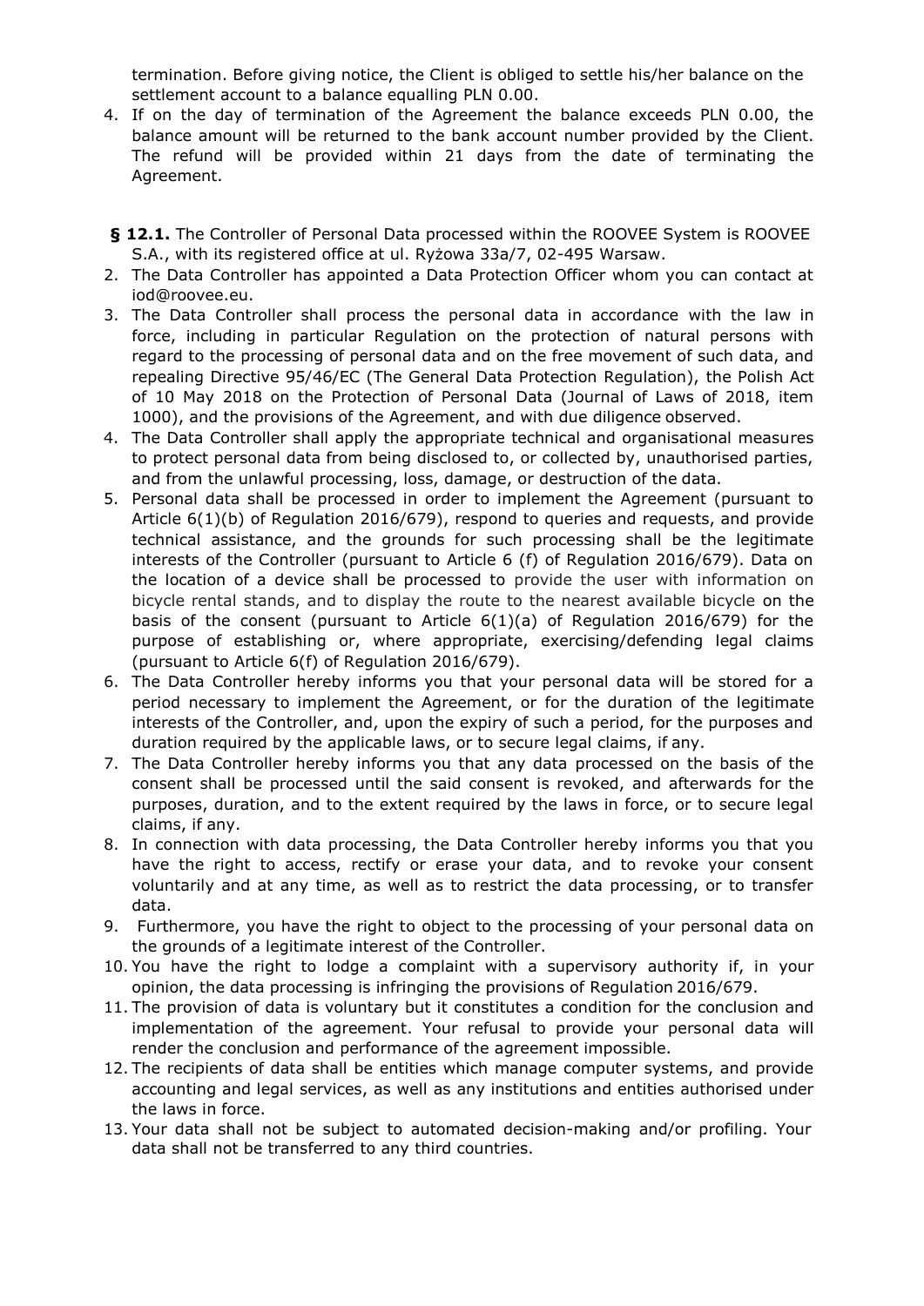termination. Before giving notice, the Client is obliged to settle his/her balance on the settlement account to a balance equalling PLN 0.00.

4. If on the day of termination of the Agreement the balance exceeds PLN 0.00, the balance amount will be returned to the bank account number provided by the Client. The refund will be provided within 21 days from the date of terminating the Agreement.

**§ 12.1.** The Controller of Personal Data processed within the ROOVEE System is ROOVEE S.A., with its registered office at ul. Ryżowa 33a/7, 02-495 Warsaw.

2. The Data Controller has appointed a Data Protection Officer whom you can contact at iod@roovee.eu.
3. The Data Controller shall process the personal data in accordance with the law in force, including in particular Regulation on the protection of natural persons with regard to the processing of personal data and on the free movement of such data, and repealing Directive 95/46/EC (The General Data Protection Regulation), the Polish Act of 10 May 2018 on the Protection of Personal Data (Journal of Laws of 2018, item 1000), and the provisions of the Agreement, and with due diligence observed.
4. The Data Controller shall apply the appropriate technical and organisational measures to protect personal data from being disclosed to, or collected by, unauthorised parties, and from the unlawful processing, loss, damage, or destruction of the data.
5. Personal data shall be processed in order to implement the Agreement (pursuant to Article 6(1)(b) of Regulation 2016/679), respond to queries and requests, and provide technical assistance, and the grounds for such processing shall be the legitimate interests of the Controller (pursuant to Article 6 (f) of Regulation 2016/679). Data on the location of a device shall be processed to provide the user with information on bicycle rental stands, and to display the route to the nearest available bicycle on the basis of the consent (pursuant to Article 6(1)(a) of Regulation 2016/679) for the purpose of establishing or, where appropriate, exercising/defending legal claims (pursuant to Article 6(f) of Regulation 2016/679).
6. The Data Controller hereby informs you that your personal data will be stored for a period necessary to implement the Agreement, or for the duration of the legitimate interests of the Controller, and, upon the expiry of such a period, for the purposes and duration required by the applicable laws, or to secure legal claims, if any.
7. The Data Controller hereby informs you that any data processed on the basis of the consent shall be processed until the said consent is revoked, and afterwards for the purposes, duration, and to the extent required by the laws in force, or to secure legal claims, if any.
8. In connection with data processing, the Data Controller hereby informs you that you have the right to access, rectify or erase your data, and to revoke your consent voluntarily and at any time, as well as to restrict the data processing, or to transfer data.
9. Furthermore, you have the right to object to the processing of your personal data on the grounds of a legitimate interest of the Controller.
10. You have the right to lodge a complaint with a supervisory authority if, in your opinion, the data processing is infringing the provisions of Regulation 2016/679.
11. The provision of data is voluntary but it constitutes a condition for the conclusion and implementation of the agreement. Your refusal to provide your personal data will render the conclusion and performance of the agreement impossible.
12. The recipients of data shall be entities which manage computer systems, and provide accounting and legal services, as well as any institutions and entities authorised under the laws in force.
13. Your data shall not be subject to automated decision-making and/or profiling. Your data shall not be transferred to any third countries.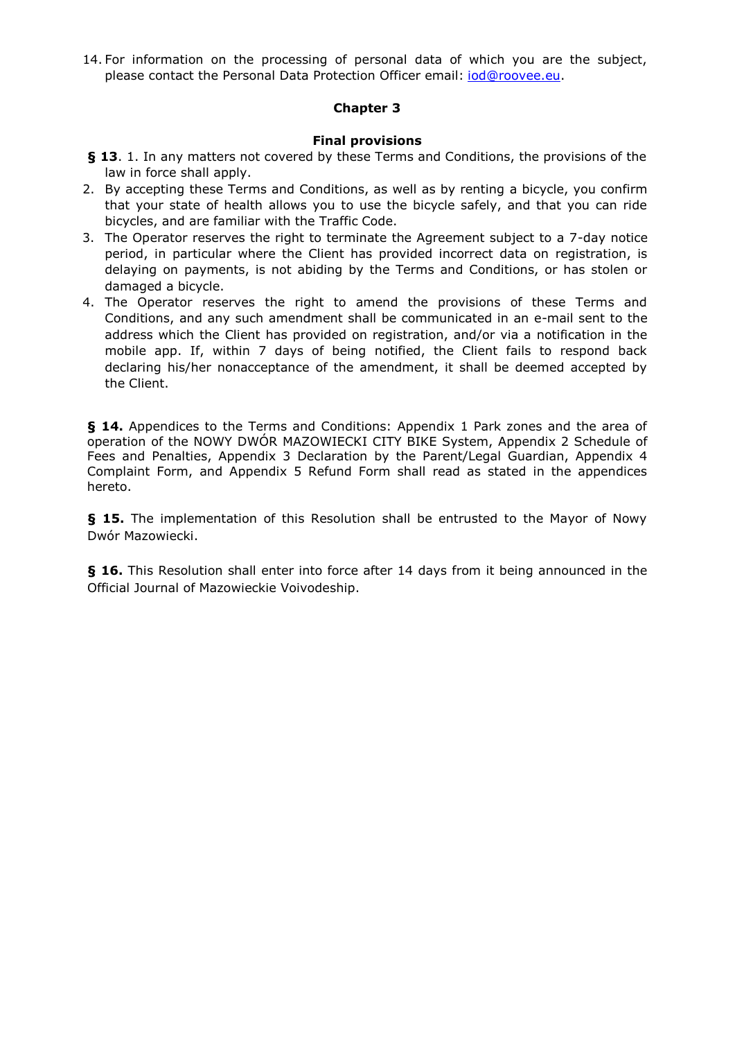14. For information on the processing of personal data of which you are the subject, please contact the Personal Data Protection Officer email: iod@roovee.eu.

## Chapter 3

### Final provisions

**§ 13**. 1. In any matters not covered by these Terms and Conditions, the provisions of the law in force shall apply.

2. By accepting these Terms and Conditions, as well as by renting a bicycle, you confirm that your state of health allows you to use the bicycle safely, and that you can ride bicycles, and are familiar with the Traffic Code.
3. The Operator reserves the right to terminate the Agreement subject to a 7-day notice period, in particular where the Client has provided incorrect data on registration, is delaying on payments, is not abiding by the Terms and Conditions, or has stolen or damaged a bicycle.
4. The Operator reserves the right to amend the provisions of these Terms and Conditions, and any such amendment shall be communicated in an e-mail sent to the address which the Client has provided on registration, and/or via a notification in the mobile app. If, within 7 days of being notified, the Client fails to respond back declaring his/her nonacceptance of the amendment, it shall be deemed accepted by the Client.

**§ 14.** Appendices to the Terms and Conditions: Appendix 1 Park zones and the area of operation of the NOWY DWÓR MAZOWIECKI CITY BIKE System, Appendix 2 Schedule of Fees and Penalties, Appendix 3 Declaration by the Parent/Legal Guardian, Appendix 4 Complaint Form, and Appendix 5 Refund Form shall read as stated in the appendices hereto.

**§ 15.** The implementation of this Resolution shall be entrusted to the Mayor of Nowy Dwór Mazowiecki.

**§ 16.** This Resolution shall enter into force after 14 days from it being announced in the Official Journal of Mazowieckie Voivodeship.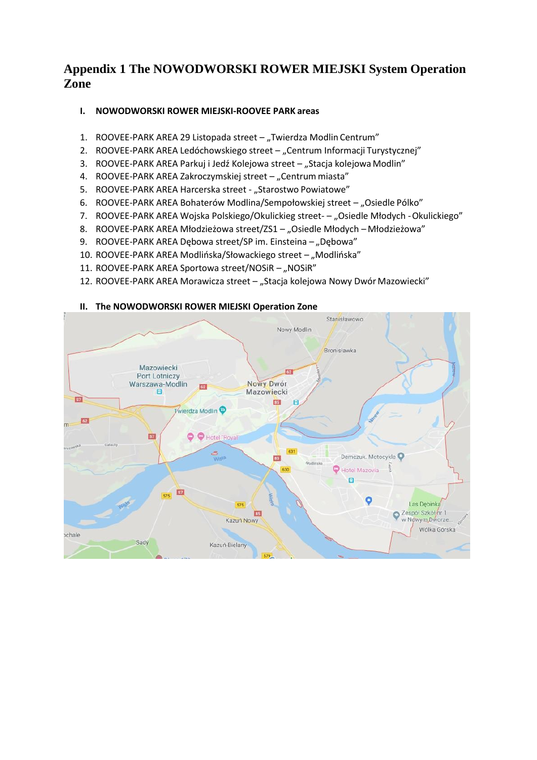# Appendix 1 The NOWODWORSKI ROWER MIEJSKI System Operation Zone

## I. NOWODWORSKI ROWER MIEJSKI-ROOVEE PARK areas

1. ROOVEE-PARK AREA 29 Listopada street – „Twierdza Modlin Centrum"
2. ROOVEE-PARK AREA Ledóchowskiego street – „Centrum Informacji Turystycznej"
3. ROOVEE-PARK AREA Parkuj i Jedź Kolejowa street – „Stacja kolejowa Modlin"
4. ROOVEE-PARK AREA Zakroczymskiej street – „Centrum miasta"
5. ROOVEE-PARK AREA Harcerska street - „Starostwo Powiatowe"
6. ROOVEE-PARK AREA Bohaterów Modlina/Sempołowskiej street – „Osiedle Pólko"
7. ROOVEE-PARK AREA Wojska Polskiego/Okulickieg street- – „Osiedle Młodych - Okulickiego"
8. ROOVEE-PARK AREA Młodzieżowa street/ZS1 – „Osiedle Młodych – Młodzieżowa"
9. ROOVEE-PARK AREA Dębowa street/SP im. Einsteina – „Dębowa"
10. ROOVEE-PARK AREA Modlińska/Słowackiego street – „Modlińska"
11. ROOVEE-PARK AREA Sportowa street/NOSiR – „NOSiR"
12. ROOVEE-PARK AREA Morawicza street – „Stacja kolejowa Nowy Dwór Mazowiecki"

## II. The NOWODWORSKI ROWER MIEJSKI Operation Zone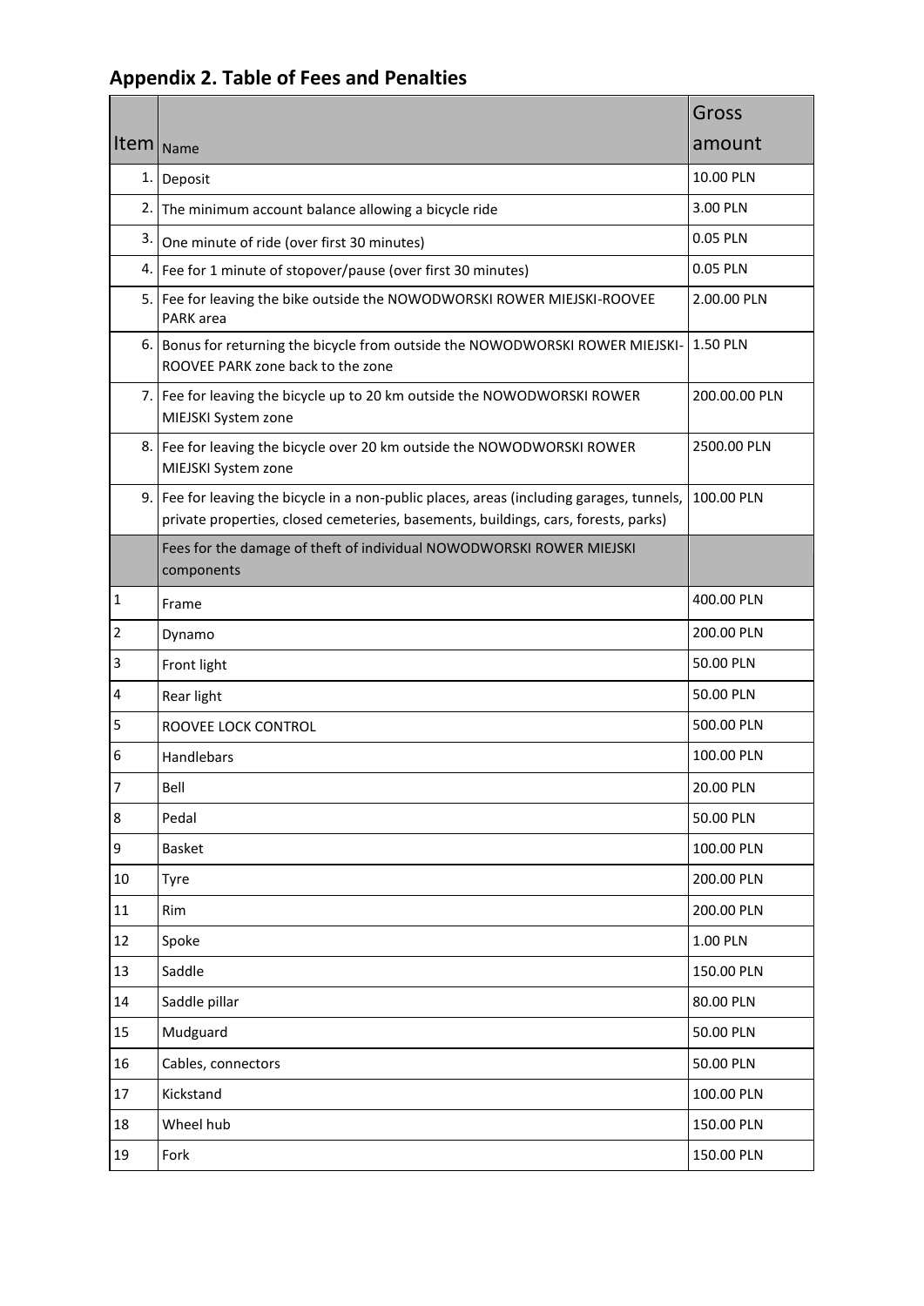## Appendix 2. Table of Fees and Penalties

| Item | Name | Gross amount |
|---|---|---|
| 1. | Deposit | 10.00 PLN |
| 2. | The minimum account balance allowing a bicycle ride | 3.00 PLN |
| 3. | One minute of ride (over first 30 minutes) | 0.05 PLN |
| 4. | Fee for 1 minute of stopover/pause (over first 30 minutes) | 0.05 PLN |
| 5. | Fee for leaving the bike outside the NOWODWORSKI ROWER MIEJSKI-ROOVEE PARK area | 2.00.00 PLN |
| 6. | Bonus for returning the bicycle from outside the NOWODWORSKI ROWER MIEJSKI-ROOVEE PARK zone back to the zone | 1.50 PLN |
| 7. | Fee for leaving the bicycle up to 20 km outside the NOWODWORSKI ROWER MIEJSKI System zone | 200.00.00 PLN |
| 8. | Fee for leaving the bicycle over 20 km outside the NOWODWORSKI ROWER MIEJSKI System zone | 2500.00 PLN |
| 9. | Fee for leaving the bicycle in a non-public places, areas (including garages, tunnels, private properties, closed cemeteries, basements, buildings, cars, forests, parks) | 100.00 PLN |
| | Fees for the damage of theft of individual NOWODWORSKI ROWER MIEJSKI components | |
| 1 | Frame | 400.00 PLN |
| 2 | Dynamo | 200.00 PLN |
| 3 | Front light | 50.00 PLN |
| 4 | Rear light | 50.00 PLN |
| 5 | ROOVEE LOCK CONTROL | 500.00 PLN |
| 6 | Handlebars | 100.00 PLN |
| 7 | Bell | 20.00 PLN |
| 8 | Pedal | 50.00 PLN |
| 9 | Basket | 100.00 PLN |
| 10 | Tyre | 200.00 PLN |
| 11 | Rim | 200.00 PLN |
| 12 | Spoke | 1.00 PLN |
| 13 | Saddle | 150.00 PLN |
| 14 | Saddle pillar | 80.00 PLN |
| 15 | Mudguard | 50.00 PLN |
| 16 | Cables, connectors | 50.00 PLN |
| 17 | Kickstand | 100.00 PLN |
| 18 | Wheel hub | 150.00 PLN |
| 19 | Fork | 150.00 PLN |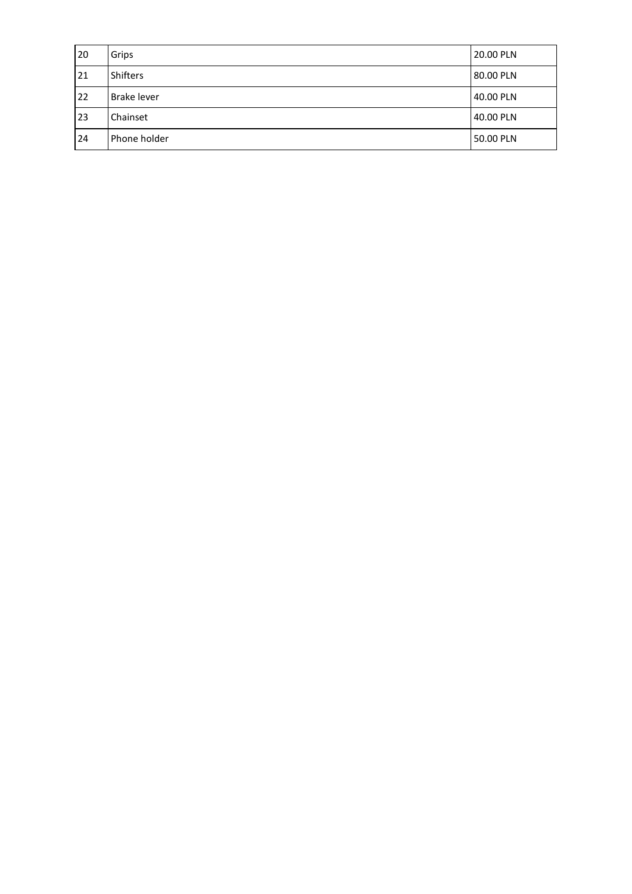| | | |
|---|---|---|
| 20 | Grips | 20.00 PLN |
| 21 | Shifters | 80.00 PLN |
| 22 | Brake lever | 40.00 PLN |
| 23 | Chainset | 40.00 PLN |
| 24 | Phone holder | 50.00 PLN |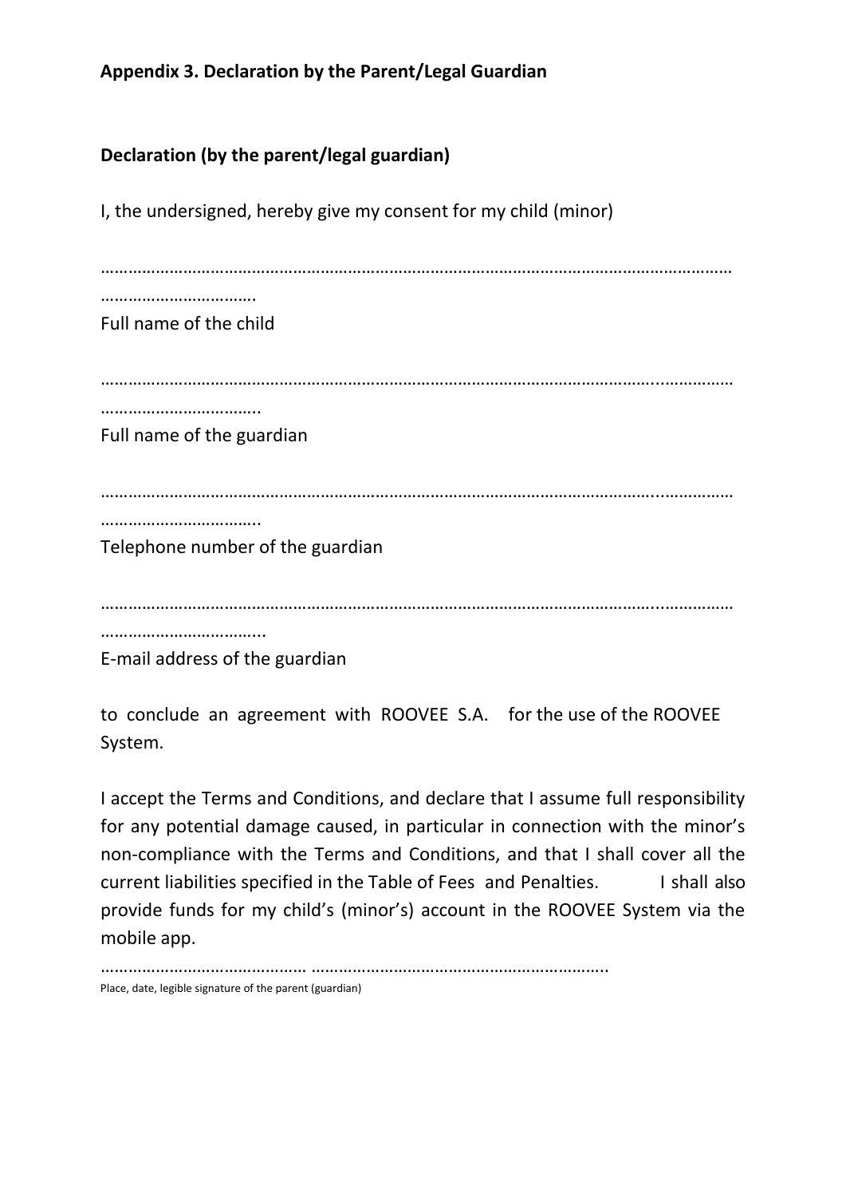**Appendix 3. Declaration by the Parent/Legal Guardian**

**Declaration (by the parent/legal guardian)**

I, the undersigned, hereby give my consent for my child (minor)

………………………………………………………………………………………………………………………………………….

Full name of the child

……………………………………………………………………………………………………………………………………………

Full name of the guardian

……………………………………………………………………………………………………………………………………………

Telephone number of the guardian

……………………………………………………………………………………………………………………………………………

E-mail address of the guardian

to conclude an agreement with ROOVEE S.A. for the use of the ROOVEE System.

I accept the Terms and Conditions, and declare that I assume full responsibility for any potential damage caused, in particular in connection with the minor's non-compliance with the Terms and Conditions, and that I shall cover all the current liabilities specified in the Table of Fees and Penalties. I shall also provide funds for my child's (minor's) account in the ROOVEE System via the mobile app.

…………………………………… ………………………………………………………..

Place, date, legible signature of the parent (guardian)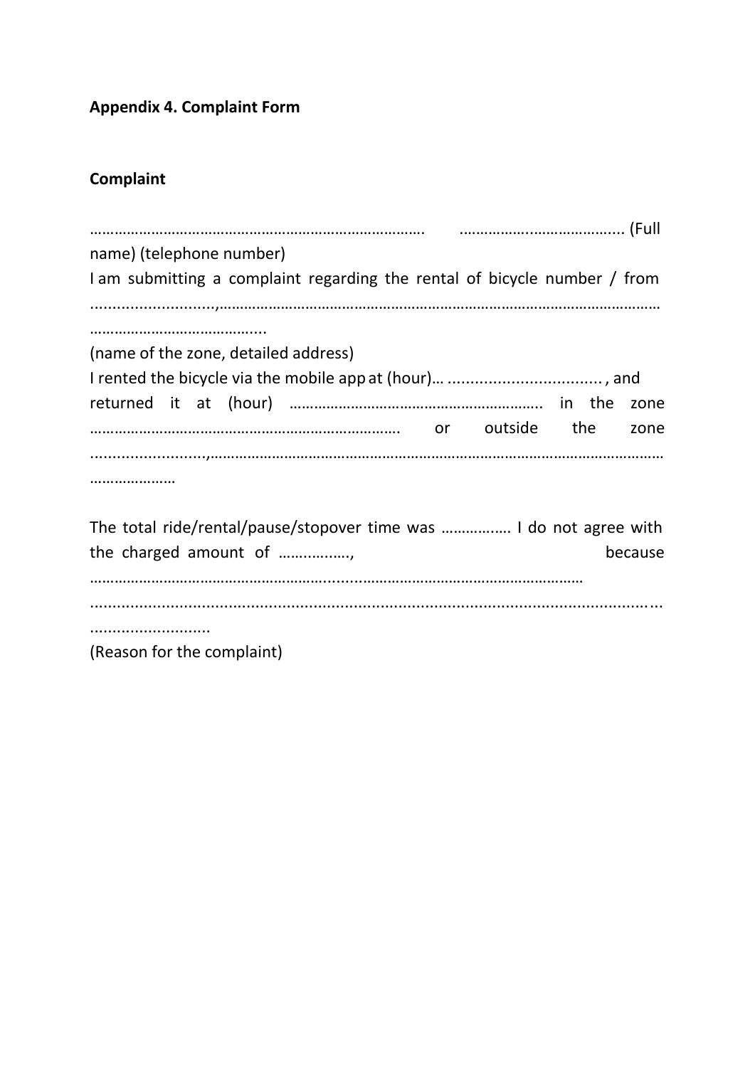**Appendix 4. Complaint Form**

**Complaint**

……………………………………………………………………… ……………………………….. (Full name) (telephone number)

I am submitting a complaint regarding the rental of bicycle number / from ..........................,…………………………………………………………………………………………… …………………………………..

(name of the zone, detailed address)

I rented the bicycle via the mobile app at (hour)… ................................. , and returned it at (hour) ……………………………………………….. in the zone ………………………………………………………………. or outside the zone ........................,…………………………………………………………………………………………… …………………

The total ride/rental/pause/stopover time was …………..…. I do not agree with the charged amount of ……….……., because …………………………………………….........………………………………………… ........................................................................................................................ ..........................

(Reason for the complaint)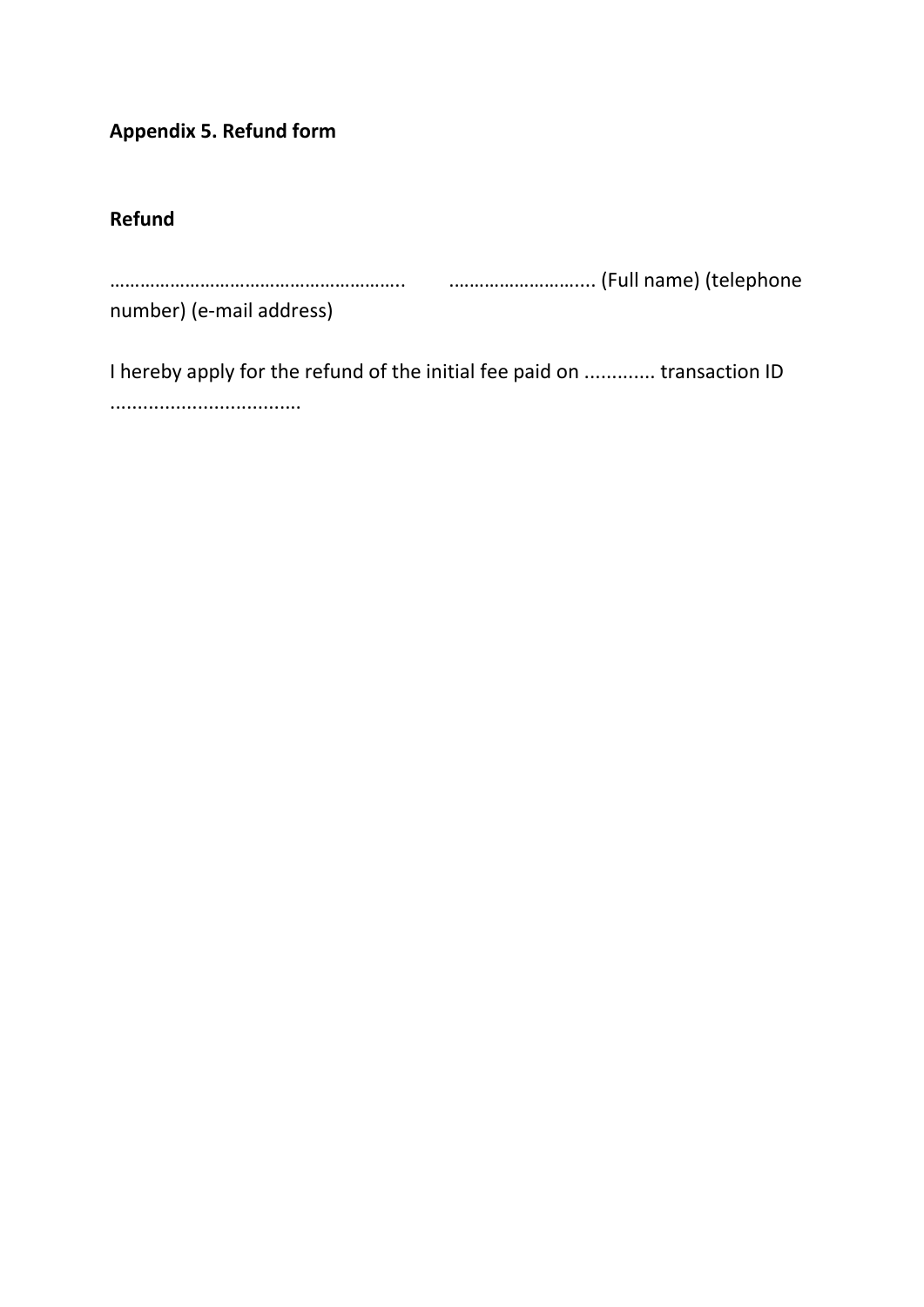**Appendix 5. Refund form**

**Refund**

………………………………………………….. ……………………….. (Full name) (telephone number) (e-mail address)

I hereby apply for the refund of the initial fee paid on ............. transaction ID ...................................